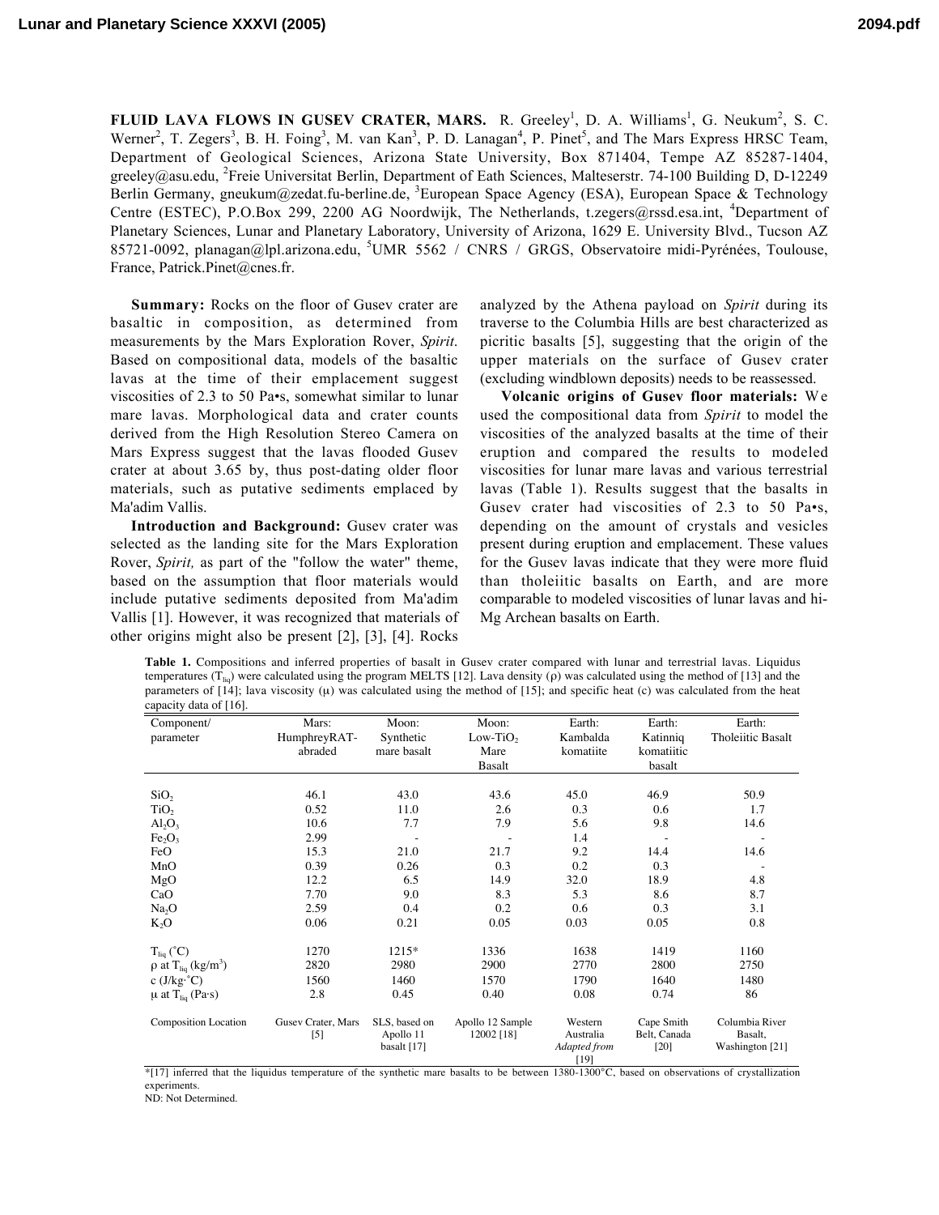# FLUID LAVA FLOWS IN GUSEV CRATER, MARS.

R. Greeley[1], D. A. Williams[1], G. Neukum[2], S. C. Werner[2], T. Zegers[3], B. H. Foing[3], M. van Kan[3], P. D. Lanagan[4], P. Pinet[5], and The Mars Express HRSC Team, Department of Geological Sciences, Arizona State University, Box 871404, Tempe AZ 85287-1404, greeley@asu.edu, [2]Freie Universitat Berlin, Department of Eath Sciences, Malteserstr. 74-100 Building D, D-12249 Berlin Germany, gneukum@zedat.fu-berline.de, [3]European Space Agency (ESA), European Space & Technology Centre (ESTEC), P.O.Box 299, 2200 AG Noordwijk, The Netherlands, t.zegers@rssd.esa.int, [4]Department of Planetary Sciences, Lunar and Planetary Laboratory, University of Arizona, 1629 E. University Blvd., Tucson AZ 85721-0092, planagan@lpl.arizona.edu, [5]UMR 5562 / CNRS / GRGS, Observatoire midi-Pyrénées, Toulouse, France, Patrick.Pinet@cnes.fr.

**Summary:** Rocks on the floor of Gusev crater are basaltic in composition, as determined from measurements by the Mars Exploration Rover, *Spirit*. Based on compositional data, models of the basaltic lavas at the time of their emplacement suggest viscosities of 2.3 to 50 Pa•s, somewhat similar to lunar mare lavas. Morphological data and crater counts derived from the High Resolution Stereo Camera on Mars Express suggest that the lavas flooded Gusev crater at about 3.65 by, thus post-dating older floor materials, such as putative sediments emplaced by Ma'adim Vallis.

**Introduction and Background:** Gusev crater was selected as the landing site for the Mars Exploration Rover, *Spirit,* as part of the "follow the water" theme, based on the assumption that floor materials would include putative sediments deposited from Ma'adim Vallis [1]. However, it was recognized that materials of other origins might also be present [2], [3], [4]. Rocks analyzed by the Athena payload on *Spirit* during its traverse to the Columbia Hills are best characterized as picritic basalts [5], suggesting that the origin of the upper materials on the surface of Gusev crater (excluding windblown deposits) needs to be reassessed.

**Volcanic origins of Gusev floor materials:** We used the compositional data from *Spirit* to model the viscosities of the analyzed basalts at the time of their eruption and compared the results to modeled viscosities for lunar mare lavas and various terrestrial lavas (Table 1). Results suggest that the basalts in Gusev crater had viscosities of 2.3 to 50 Pa•s, depending on the amount of crystals and vesicles present during eruption and emplacement. These values for the Gusev lavas indicate that they were more fluid than tholeiitic basalts on Earth, and are more comparable to modeled viscosities of lunar lavas and hi-Mg Archean basalts on Earth.

**Table 1.** Compositions and inferred properties of basalt in Gusev crater compared with lunar and terrestrial lavas. Liquidus temperatures ($T_{liq}$) were calculated using the program MELTS [12]. Lava density ($\rho$) was calculated using the method of [13] and the parameters of [14]; lava viscosity ($\mu$) was calculated using the method of [15]; and specific heat (c) was calculated from the heat capacity data of [16].

| Component/ parameter | Mars: HumphreyRAT-abraded | Moon: Synthetic mare basalt | Moon: Low-$TiO_2$ Mare Basalt | Earth: Kambalda komatiite | Earth: Katinniq komatiitic basalt | Earth: Tholeiitic Basalt |
|---|---|---|---|---|---|---|
| $SiO_2$ | 46.1 | 43.0 | 43.6 | 45.0 | 46.9 | 50.9 |
| $TiO_2$ | 0.52 | 11.0 | 2.6 | 0.3 | 0.6 | 1.7 |
| $Al_2O_3$ | 10.6 | 7.7 | 7.9 | 5.6 | 9.8 | 14.6 |
| $Fe_2O_3$ | 2.99 | - | - | 1.4 | - | - |
| FeO | 15.3 | 21.0 | 21.7 | 9.2 | 14.4 | 14.6 |
| MnO | 0.39 | 0.26 | 0.3 | 0.2 | 0.3 | - |
| MgO | 12.2 | 6.5 | 14.9 | 32.0 | 18.9 | 4.8 |
| CaO | 7.70 | 9.0 | 8.3 | 5.3 | 8.6 | 8.7 |
| $Na_2O$ | 2.59 | 0.4 | 0.2 | 0.6 | 0.3 | 3.1 |
| $K_2O$ | 0.06 | 0.21 | 0.05 | 0.03 | 0.05 | 0.8 |
| $T_{liq}$ (°C) | 1270 | 1215* | 1336 | 1638 | 1419 | 1160 |
| $\rho$ at $T_{liq}$ (kg/m³) | 2820 | 2980 | 2900 | 2770 | 2800 | 2750 |
| c (J/kg·°C) | 1560 | 1460 | 1570 | 1790 | 1640 | 1480 |
| $\mu$ at $T_{liq}$ (Pa·s) | 2.8 | 0.45 | 0.40 | 0.08 | 0.74 | 86 |
| Composition Location | Gusev Crater, Mars [5] | SLS, based on Apollo 11 basalt [17] | Apollo 12 Sample 12002 [18] | Western Australia *Adapted from* [19] | Cape Smith Belt, Canada [20] | Columbia River Basalt, Washington [21] |

*[17] inferred that the liquidus temperature of the synthetic mare basalts to be between 1380-1300°C, based on observations of crystallization experiments.

ND: Not Determined.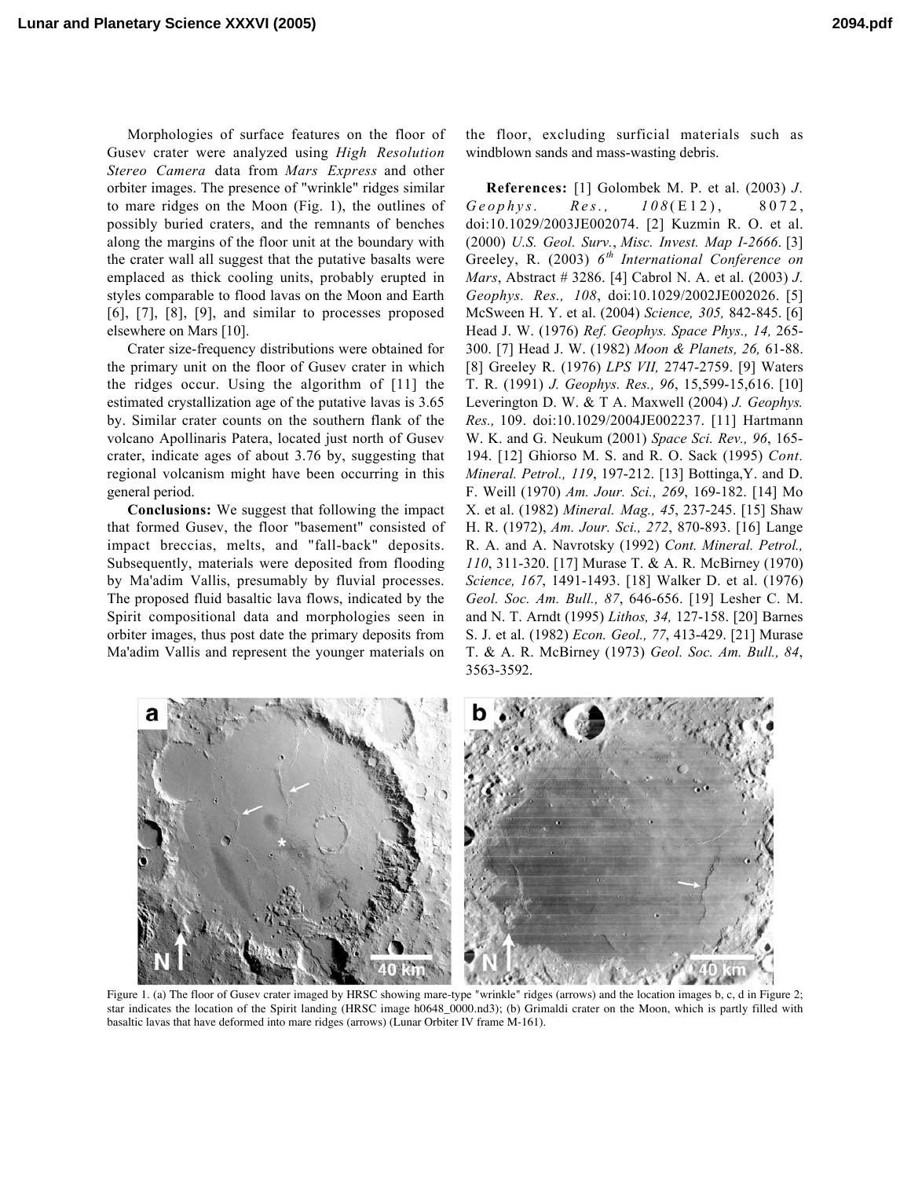Morphologies of surface features on the floor of Gusev crater were analyzed using *High Resolution Stereo Camera* data from *Mars Express* and other orbiter images. The presence of "wrinkle" ridges similar to mare ridges on the Moon (Fig. 1), the outlines of possibly buried craters, and the remnants of benches along the margins of the floor unit at the boundary with the crater wall all suggest that the putative basalts were emplaced as thick cooling units, probably erupted in styles comparable to flood lavas on the Moon and Earth [6], [7], [8], [9], and similar to processes proposed elsewhere on Mars [10].

Crater size-frequency distributions were obtained for the primary unit on the floor of Gusev crater in which the ridges occur. Using the algorithm of [11] the estimated crystallization age of the putative lavas is 3.65 by. Similar crater counts on the southern flank of the volcano Apollinaris Patera, located just north of Gusev crater, indicate ages of about 3.76 by, suggesting that regional volcanism might have been occurring in this general period.

**Conclusions:** We suggest that following the impact that formed Gusev, the floor "basement" consisted of impact breccias, melts, and "fall-back" deposits. Subsequently, materials were deposited from flooding by Ma'adim Vallis, presumably by fluvial processes. The proposed fluid basaltic lava flows, indicated by the Spirit compositional data and morphologies seen in orbiter images, thus post date the primary deposits from Ma'adim Vallis and represent the younger materials on the floor, excluding surficial materials such as windblown sands and mass-wasting debris.

**References:** [1] Golombek M. P. et al. (2003) *J. Geophys. Res., 108*(E12), 8072, doi:10.1029/2003JE002074. [2] Kuzmin R. O. et al. (2000) *U.S. Geol. Surv.*, *Misc. Invest. Map I-2666*. [3] Greeley, R. (2003) *6th International Conference on Mars*, Abstract # 3286. [4] Cabrol N. A. et al. (2003) *J. Geophys. Res., 108*, doi:10.1029/2002JE002026. [5] McSween H. Y. et al. (2004) *Science, 305,* 842-845. [6] Head J. W. (1976) *Ref. Geophys. Space Phys., 14,* 265-300. [7] Head J. W. (1982) *Moon & Planets, 26,* 61-88. [8] Greeley R. (1976) *LPS VII,* 2747-2759. [9] Waters T. R. (1991) *J. Geophys. Res., 96*, 15,599-15,616. [10] Leverington D. W. & T A. Maxwell (2004) *J. Geophys. Res.,* 109. doi:10.1029/2004JE002237. [11] Hartmann W. K. and G. Neukum (2001) *Space Sci. Rev., 96*, 165-194. [12] Ghiorso M. S. and R. O. Sack (1995) *Cont. Mineral. Petrol., 119*, 197-212. [13] Bottinga,Y. and D. F. Weill (1970) *Am. Jour. Sci., 269*, 169-182. [14] Mo X. et al. (1982) *Mineral. Mag., 45*, 237-245. [15] Shaw H. R. (1972), *Am. Jour. Sci., 272*, 870-893. [16] Lange R. A. and A. Navrotsky (1992) *Cont. Mineral. Petrol., 110*, 311-320. [17] Murase T. & A. R. McBirney (1970) *Science, 167*, 1491-1493. [18] Walker D. et al. (1976) *Geol. Soc. Am. Bull., 87*, 646-656. [19] Lesher C. M. and N. T. Arndt (1995) *Lithos, 34,* 127-158. [20] Barnes S. J. et al. (1982) *Econ. Geol., 77*, 413-429. [21] Murase T. & A. R. McBirney (1973) *Geol. Soc. Am. Bull., 84*, 3563-3592.

Figure 1. (a) The floor of Gusev crater imaged by HRSC showing mare-type "wrinkle" ridges (arrows) and the location images b, c, d in Figure 2; star indicates the location of the Spirit landing (HRSC image h0648_0000.nd3); (b) Grimaldi crater on the Moon, which is partly filled with basaltic lavas that have deformed into mare ridges (arrows) (Lunar Orbiter IV frame M-161).